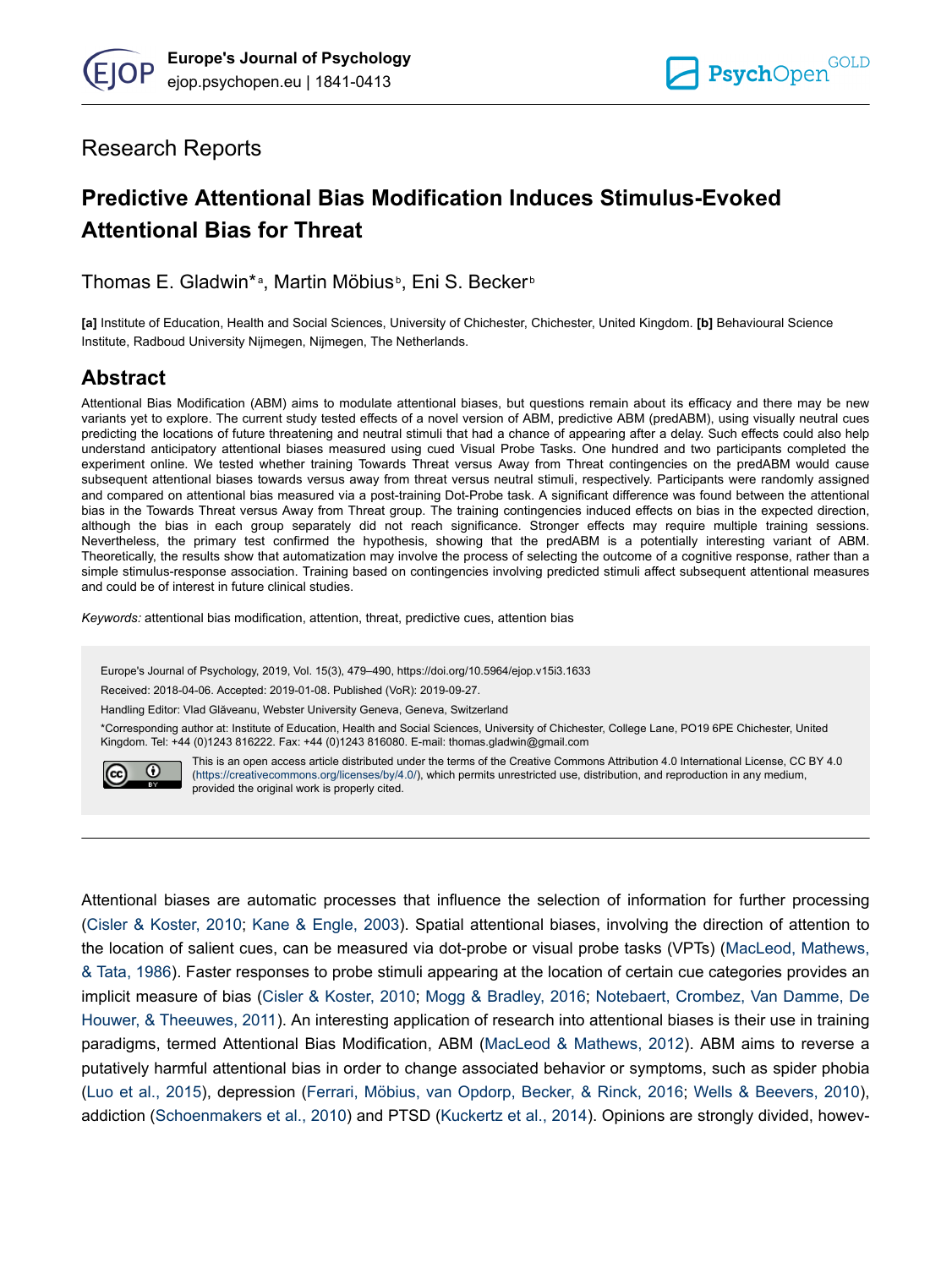Research Reports

# Predictive Attentional Bias Modification Induces Stimulus-Evoked Attentional Bias for Threat

Thomas E. Gladwin*[a], Martin Möbius[b], Eni S. Becker[b]

**[a]** Institute of Education, Health and Social Sciences, University of Chichester, Chichester, United Kingdom. **[b]** Behavioural Science Institute, Radboud University Nijmegen, Nijmegen, The Netherlands.

## Abstract

Attentional Bias Modification (ABM) aims to modulate attentional biases, but questions remain about its efficacy and there may be new variants yet to explore. The current study tested effects of a novel version of ABM, predictive ABM (predABM), using visually neutral cues predicting the locations of future threatening and neutral stimuli that had a chance of appearing after a delay. Such effects could also help understand anticipatory attentional biases measured using cued Visual Probe Tasks. One hundred and two participants completed the experiment online. We tested whether training Towards Threat versus Away from Threat contingencies on the predABM would cause subsequent attentional biases towards versus away from threat versus neutral stimuli, respectively. Participants were randomly assigned and compared on attentional bias measured via a post-training Dot-Probe task. A significant difference was found between the attentional bias in the Towards Threat versus Away from Threat group. The training contingencies induced effects on bias in the expected direction, although the bias in each group separately did not reach significance. Stronger effects may require multiple training sessions. Nevertheless, the primary test confirmed the hypothesis, showing that the predABM is a potentially interesting variant of ABM. Theoretically, the results show that automatization may involve the process of selecting the outcome of a cognitive response, rather than a simple stimulus-response association. Training based on contingencies involving predicted stimuli affect subsequent attentional measures and could be of interest in future clinical studies.

*Keywords:* attentional bias modification, attention, threat, predictive cues, attention bias

Europe's Journal of Psychology, 2019, Vol. 15(3), 479–490, https://doi.org/10.5964/ejop.v15i3.1633

Received: 2018-04-06. Accepted: 2019-01-08. Published (VoR): 2019-09-27.

Handling Editor: Vlad Glăveanu, Webster University Geneva, Geneva, Switzerland

*Corresponding author at: Institute of Education, Health and Social Sciences, University of Chichester, College Lane, PO19 6PE Chichester, United Kingdom. Tel: +44 (0)1243 816222. Fax: +44 (0)1243 816080. E-mail: thomas.gladwin@gmail.com

This is an open access article distributed under the terms of the Creative Commons Attribution 4.0 International License, CC BY 4.0 (https://creativecommons.org/licenses/by/4.0/), which permits unrestricted use, distribution, and reproduction in any medium, provided the original work is properly cited.

---

Attentional biases are automatic processes that influence the selection of information for further processing (Cisler & Koster, 2010; Kane & Engle, 2003). Spatial attentional biases, involving the direction of attention to the location of salient cues, can be measured via dot-probe or visual probe tasks (VPTs) (MacLeod, Mathews, & Tata, 1986). Faster responses to probe stimuli appearing at the location of certain cue categories provides an implicit measure of bias (Cisler & Koster, 2010; Mogg & Bradley, 2016; Notebaert, Crombez, Van Damme, De Houwer, & Theeuwes, 2011). An interesting application of research into attentional biases is their use in training paradigms, termed Attentional Bias Modification, ABM (MacLeod & Mathews, 2012). ABM aims to reverse a putatively harmful attentional bias in order to change associated behavior or symptoms, such as spider phobia (Luo et al., 2015), depression (Ferrari, Möbius, van Opdorp, Becker, & Rinck, 2016; Wells & Beevers, 2010), addiction (Schoenmakers et al., 2010) and PTSD (Kuckertz et al., 2014). Opinions are strongly divided, howev-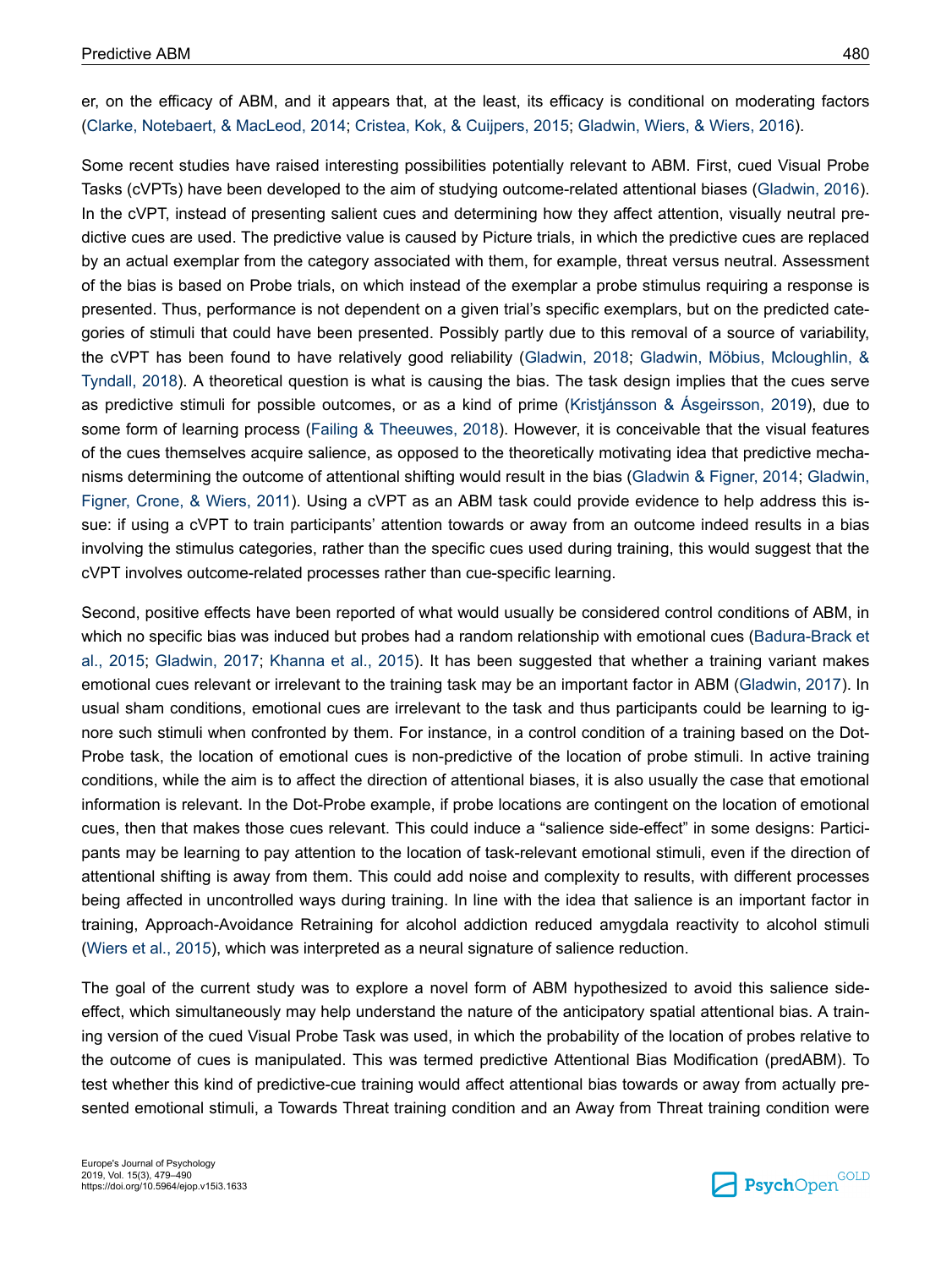er, on the efficacy of ABM, and it appears that, at the least, its efficacy is conditional on moderating factors (Clarke, Notebaert, & MacLeod, 2014; Cristea, Kok, & Cuijpers, 2015; Gladwin, Wiers, & Wiers, 2016).

Some recent studies have raised interesting possibilities potentially relevant to ABM. First, cued Visual Probe Tasks (cVPTs) have been developed to the aim of studying outcome-related attentional biases (Gladwin, 2016). In the cVPT, instead of presenting salient cues and determining how they affect attention, visually neutral predictive cues are used. The predictive value is caused by Picture trials, in which the predictive cues are replaced by an actual exemplar from the category associated with them, for example, threat versus neutral. Assessment of the bias is based on Probe trials, on which instead of the exemplar a probe stimulus requiring a response is presented. Thus, performance is not dependent on a given trial's specific exemplars, but on the predicted categories of stimuli that could have been presented. Possibly partly due to this removal of a source of variability, the cVPT has been found to have relatively good reliability (Gladwin, 2018; Gladwin, Möbius, Mcloughlin, & Tyndall, 2018). A theoretical question is what is causing the bias. The task design implies that the cues serve as predictive stimuli for possible outcomes, or as a kind of prime (Kristjánsson & Ásgeirsson, 2019), due to some form of learning process (Failing & Theeuwes, 2018). However, it is conceivable that the visual features of the cues themselves acquire salience, as opposed to the theoretically motivating idea that predictive mechanisms determining the outcome of attentional shifting would result in the bias (Gladwin & Figner, 2014; Gladwin, Figner, Crone, & Wiers, 2011). Using a cVPT as an ABM task could provide evidence to help address this issue: if using a cVPT to train participants' attention towards or away from an outcome indeed results in a bias involving the stimulus categories, rather than the specific cues used during training, this would suggest that the cVPT involves outcome-related processes rather than cue-specific learning.

Second, positive effects have been reported of what would usually be considered control conditions of ABM, in which no specific bias was induced but probes had a random relationship with emotional cues (Badura-Brack et al., 2015; Gladwin, 2017; Khanna et al., 2015). It has been suggested that whether a training variant makes emotional cues relevant or irrelevant to the training task may be an important factor in ABM (Gladwin, 2017). In usual sham conditions, emotional cues are irrelevant to the task and thus participants could be learning to ignore such stimuli when confronted by them. For instance, in a control condition of a training based on the Dot-Probe task, the location of emotional cues is non-predictive of the location of probe stimuli. In active training conditions, while the aim is to affect the direction of attentional biases, it is also usually the case that emotional information is relevant. In the Dot-Probe example, if probe locations are contingent on the location of emotional cues, then that makes those cues relevant. This could induce a "salience side-effect" in some designs: Participants may be learning to pay attention to the location of task-relevant emotional stimuli, even if the direction of attentional shifting is away from them. This could add noise and complexity to results, with different processes being affected in uncontrolled ways during training. In line with the idea that salience is an important factor in training, Approach-Avoidance Retraining for alcohol addiction reduced amygdala reactivity to alcohol stimuli (Wiers et al., 2015), which was interpreted as a neural signature of salience reduction.

The goal of the current study was to explore a novel form of ABM hypothesized to avoid this salience side-effect, which simultaneously may help understand the nature of the anticipatory spatial attentional bias. A training version of the cued Visual Probe Task was used, in which the probability of the location of probes relative to the outcome of cues is manipulated. This was termed predictive Attentional Bias Modification (predABM). To test whether this kind of predictive-cue training would affect attentional bias towards or away from actually presented emotional stimuli, a Towards Threat training condition and an Away from Threat training condition were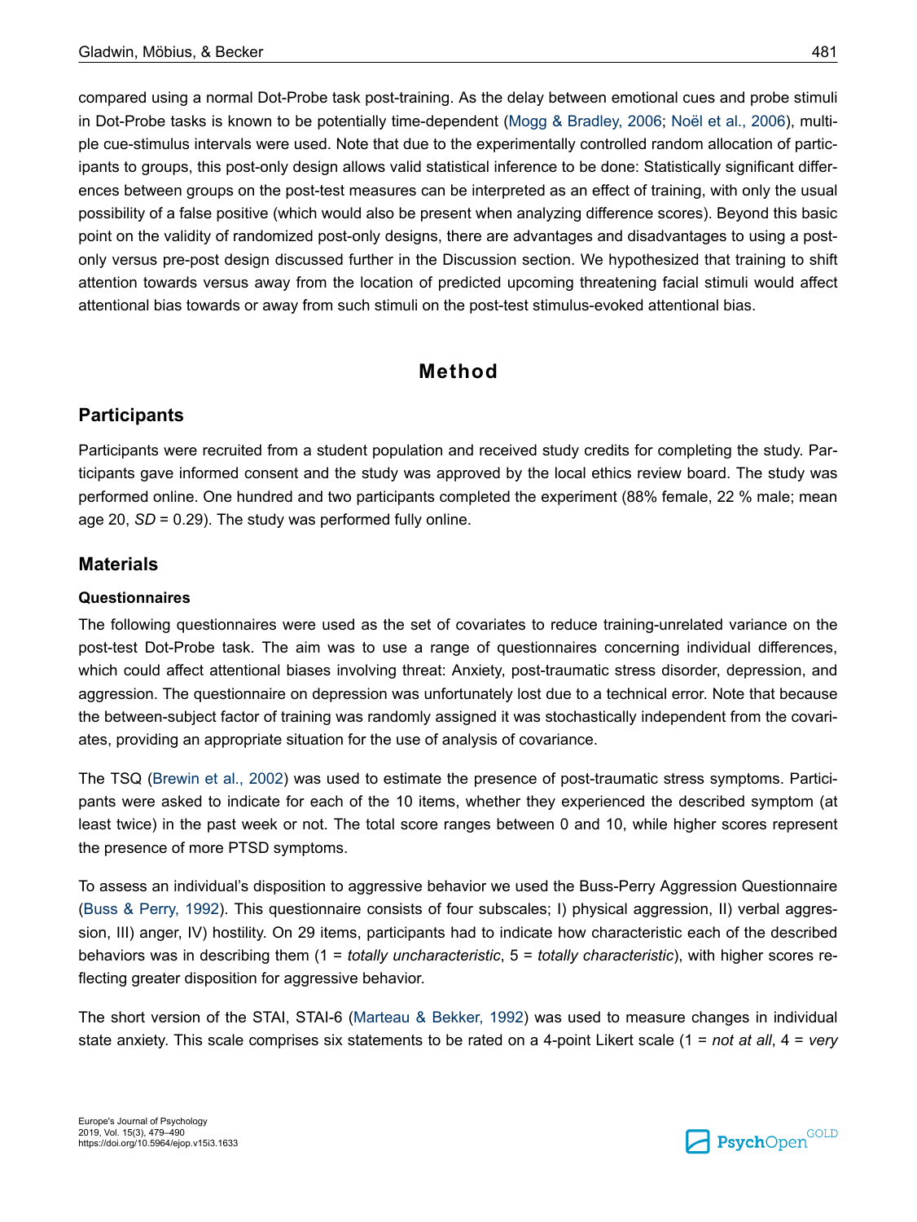compared using a normal Dot-Probe task post-training. As the delay between emotional cues and probe stimuli in Dot-Probe tasks is known to be potentially time-dependent (Mogg & Bradley, 2006; Noël et al., 2006), multiple cue-stimulus intervals were used. Note that due to the experimentally controlled random allocation of participants to groups, this post-only design allows valid statistical inference to be done: Statistically significant differences between groups on the post-test measures can be interpreted as an effect of training, with only the usual possibility of a false positive (which would also be present when analyzing difference scores). Beyond this basic point on the validity of randomized post-only designs, there are advantages and disadvantages to using a post-only versus pre-post design discussed further in the Discussion section. We hypothesized that training to shift attention towards versus away from the location of predicted upcoming threatening facial stimuli would affect attentional bias towards or away from such stimuli on the post-test stimulus-evoked attentional bias.

# Method

## Participants

Participants were recruited from a student population and received study credits for completing the study. Participants gave informed consent and the study was approved by the local ethics review board. The study was performed online. One hundred and two participants completed the experiment (88% female, 22 % male; mean age 20, *SD* = 0.29). The study was performed fully online.

## Materials

### Questionnaires

The following questionnaires were used as the set of covariates to reduce training-unrelated variance on the post-test Dot-Probe task. The aim was to use a range of questionnaires concerning individual differences, which could affect attentional biases involving threat: Anxiety, post-traumatic stress disorder, depression, and aggression. The questionnaire on depression was unfortunately lost due to a technical error. Note that because the between-subject factor of training was randomly assigned it was stochastically independent from the covariates, providing an appropriate situation for the use of analysis of covariance.

The TSQ (Brewin et al., 2002) was used to estimate the presence of post-traumatic stress symptoms. Participants were asked to indicate for each of the 10 items, whether they experienced the described symptom (at least twice) in the past week or not. The total score ranges between 0 and 10, while higher scores represent the presence of more PTSD symptoms.

To assess an individual's disposition to aggressive behavior we used the Buss-Perry Aggression Questionnaire (Buss & Perry, 1992). This questionnaire consists of four subscales; I) physical aggression, II) verbal aggression, III) anger, IV) hostility. On 29 items, participants had to indicate how characteristic each of the described behaviors was in describing them (1 = *totally uncharacteristic*, 5 = *totally characteristic*), with higher scores reflecting greater disposition for aggressive behavior.

The short version of the STAI, STAI-6 (Marteau & Bekker, 1992) was used to measure changes in individual state anxiety. This scale comprises six statements to be rated on a 4-point Likert scale (1 = *not at all*, 4 = *very*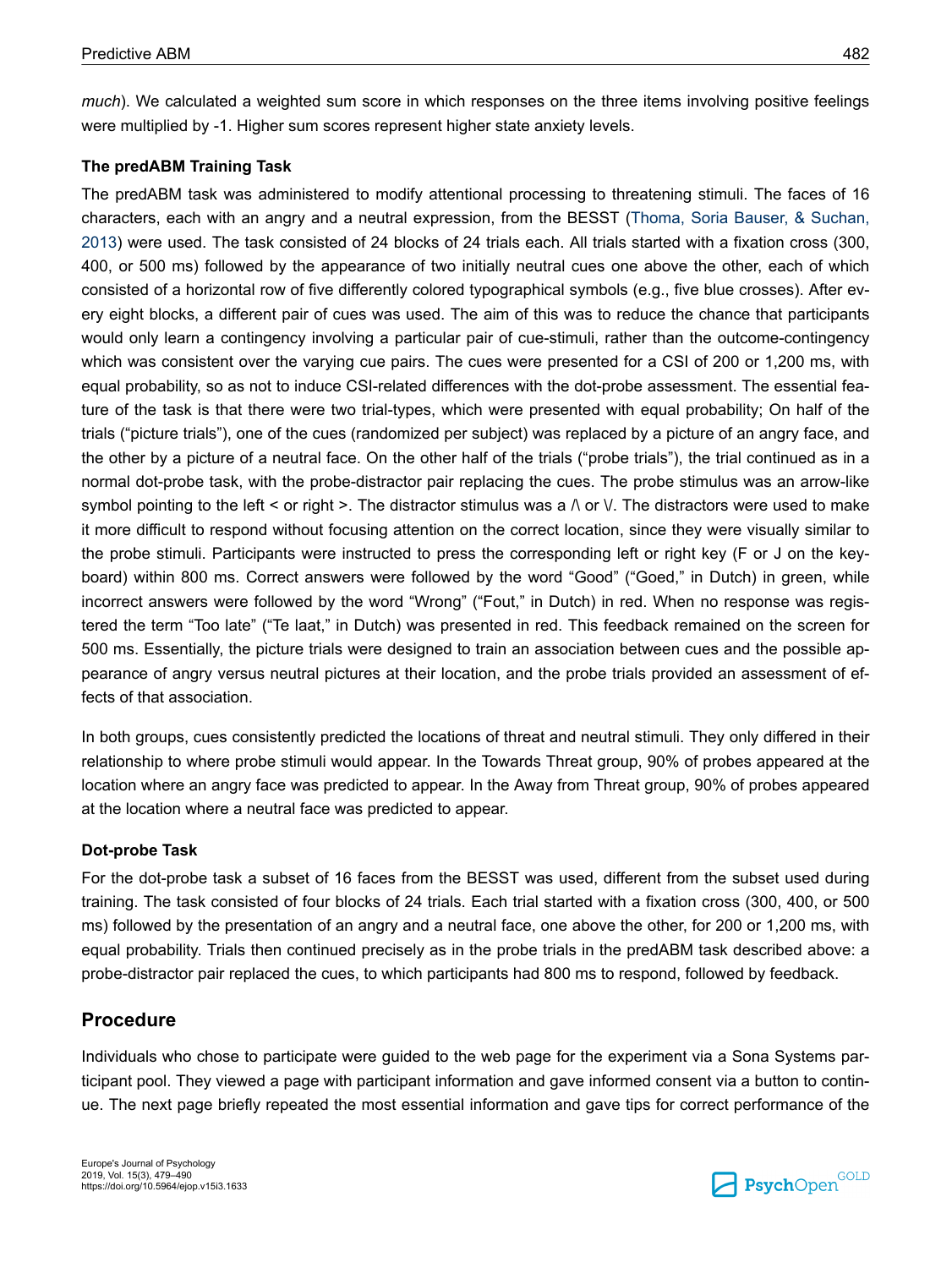*much*). We calculated a weighted sum score in which responses on the three items involving positive feelings were multiplied by -1. Higher sum scores represent higher state anxiety levels.

### The predABM Training Task

The predABM task was administered to modify attentional processing to threatening stimuli. The faces of 16 characters, each with an angry and a neutral expression, from the BESST (Thoma, Soria Bauser, & Suchan, 2013) were used. The task consisted of 24 blocks of 24 trials each. All trials started with a fixation cross (300, 400, or 500 ms) followed by the appearance of two initially neutral cues one above the other, each of which consisted of a horizontal row of five differently colored typographical symbols (e.g., five blue crosses). After every eight blocks, a different pair of cues was used. The aim of this was to reduce the chance that participants would only learn a contingency involving a particular pair of cue-stimuli, rather than the outcome-contingency which was consistent over the varying cue pairs. The cues were presented for a CSI of 200 or 1,200 ms, with equal probability, so as not to induce CSI-related differences with the dot-probe assessment. The essential feature of the task is that there were two trial-types, which were presented with equal probability; On half of the trials ("picture trials"), one of the cues (randomized per subject) was replaced by a picture of an angry face, and the other by a picture of a neutral face. On the other half of the trials ("probe trials"), the trial continued as in a normal dot-probe task, with the probe-distractor pair replacing the cues. The probe stimulus was an arrow-like symbol pointing to the left < or right >. The distractor stimulus was a /\ or \/. The distractors were used to make it more difficult to respond without focusing attention on the correct location, since they were visually similar to the probe stimuli. Participants were instructed to press the corresponding left or right key (F or J on the keyboard) within 800 ms. Correct answers were followed by the word "Good" ("Goed," in Dutch) in green, while incorrect answers were followed by the word "Wrong" ("Fout," in Dutch) in red. When no response was registered the term "Too late" ("Te laat," in Dutch) was presented in red. This feedback remained on the screen for 500 ms. Essentially, the picture trials were designed to train an association between cues and the possible appearance of angry versus neutral pictures at their location, and the probe trials provided an assessment of effects of that association.

In both groups, cues consistently predicted the locations of threat and neutral stimuli. They only differed in their relationship to where probe stimuli would appear. In the Towards Threat group, 90% of probes appeared at the location where an angry face was predicted to appear. In the Away from Threat group, 90% of probes appeared at the location where a neutral face was predicted to appear.

### Dot-probe Task

For the dot-probe task a subset of 16 faces from the BESST was used, different from the subset used during training. The task consisted of four blocks of 24 trials. Each trial started with a fixation cross (300, 400, or 500 ms) followed by the presentation of an angry and a neutral face, one above the other, for 200 or 1,200 ms, with equal probability. Trials then continued precisely as in the probe trials in the predABM task described above: a probe-distractor pair replaced the cues, to which participants had 800 ms to respond, followed by feedback.

## Procedure

Individuals who chose to participate were guided to the web page for the experiment via a Sona Systems participant pool. They viewed a page with participant information and gave informed consent via a button to continue. The next page briefly repeated the most essential information and gave tips for correct performance of the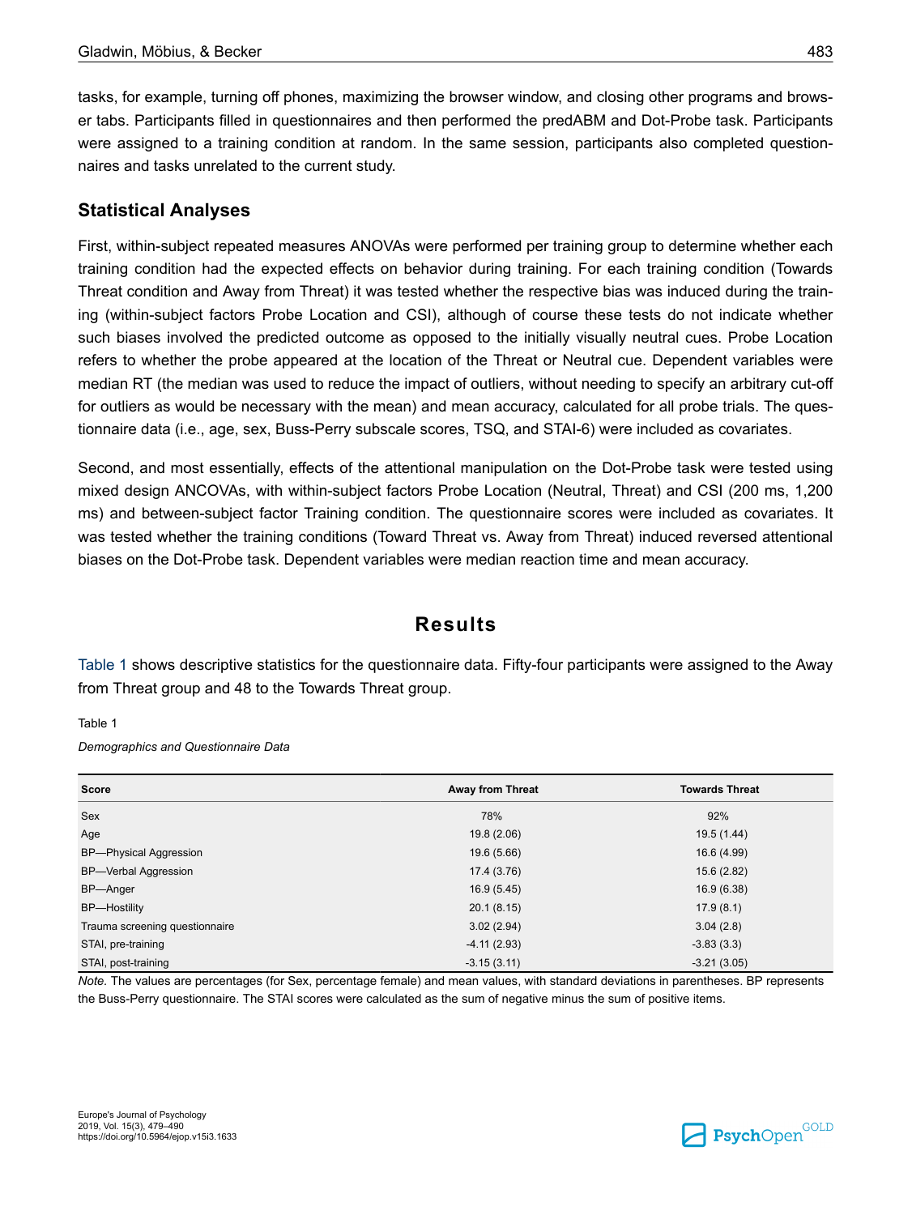tasks, for example, turning off phones, maximizing the browser window, and closing other programs and browser tabs. Participants filled in questionnaires and then performed the predABM and Dot-Probe task. Participants were assigned to a training condition at random. In the same session, participants also completed questionnaires and tasks unrelated to the current study.

## Statistical Analyses

First, within-subject repeated measures ANOVAs were performed per training group to determine whether each training condition had the expected effects on behavior during training. For each training condition (Towards Threat condition and Away from Threat) it was tested whether the respective bias was induced during the training (within-subject factors Probe Location and CSI), although of course these tests do not indicate whether such biases involved the predicted outcome as opposed to the initially visually neutral cues. Probe Location refers to whether the probe appeared at the location of the Threat or Neutral cue. Dependent variables were median RT (the median was used to reduce the impact of outliers, without needing to specify an arbitrary cut-off for outliers as would be necessary with the mean) and mean accuracy, calculated for all probe trials. The questionnaire data (i.e., age, sex, Buss-Perry subscale scores, TSQ, and STAI-6) were included as covariates.

Second, and most essentially, effects of the attentional manipulation on the Dot-Probe task were tested using mixed design ANCOVAs, with within-subject factors Probe Location (Neutral, Threat) and CSI (200 ms, 1,200 ms) and between-subject factor Training condition. The questionnaire scores were included as covariates. It was tested whether the training conditions (Toward Threat vs. Away from Threat) induced reversed attentional biases on the Dot-Probe task. Dependent variables were median reaction time and mean accuracy.

# Results

Table 1 shows descriptive statistics for the questionnaire data. Fifty-four participants were assigned to the Away from Threat group and 48 to the Towards Threat group.

Table 1

*Demographics and Questionnaire Data*

| Score | Away from Threat | Towards Threat |
|---|---|---|
| Sex | 78% | 92% |
| Age | 19.8 (2.06) | 19.5 (1.44) |
| BP—Physical Aggression | 19.6 (5.66) | 16.6 (4.99) |
| BP—Verbal Aggression | 17.4 (3.76) | 15.6 (2.82) |
| BP—Anger | 16.9 (5.45) | 16.9 (6.38) |
| BP—Hostility | 20.1 (8.15) | 17.9 (8.1) |
| Trauma screening questionnaire | 3.02 (2.94) | 3.04 (2.8) |
| STAI, pre-training | -4.11 (2.93) | -3.83 (3.3) |
| STAI, post-training | -3.15 (3.11) | -3.21 (3.05) |

*Note.* The values are percentages (for Sex, percentage female) and mean values, with standard deviations in parentheses. BP represents the Buss-Perry questionnaire. The STAI scores were calculated as the sum of negative minus the sum of positive items.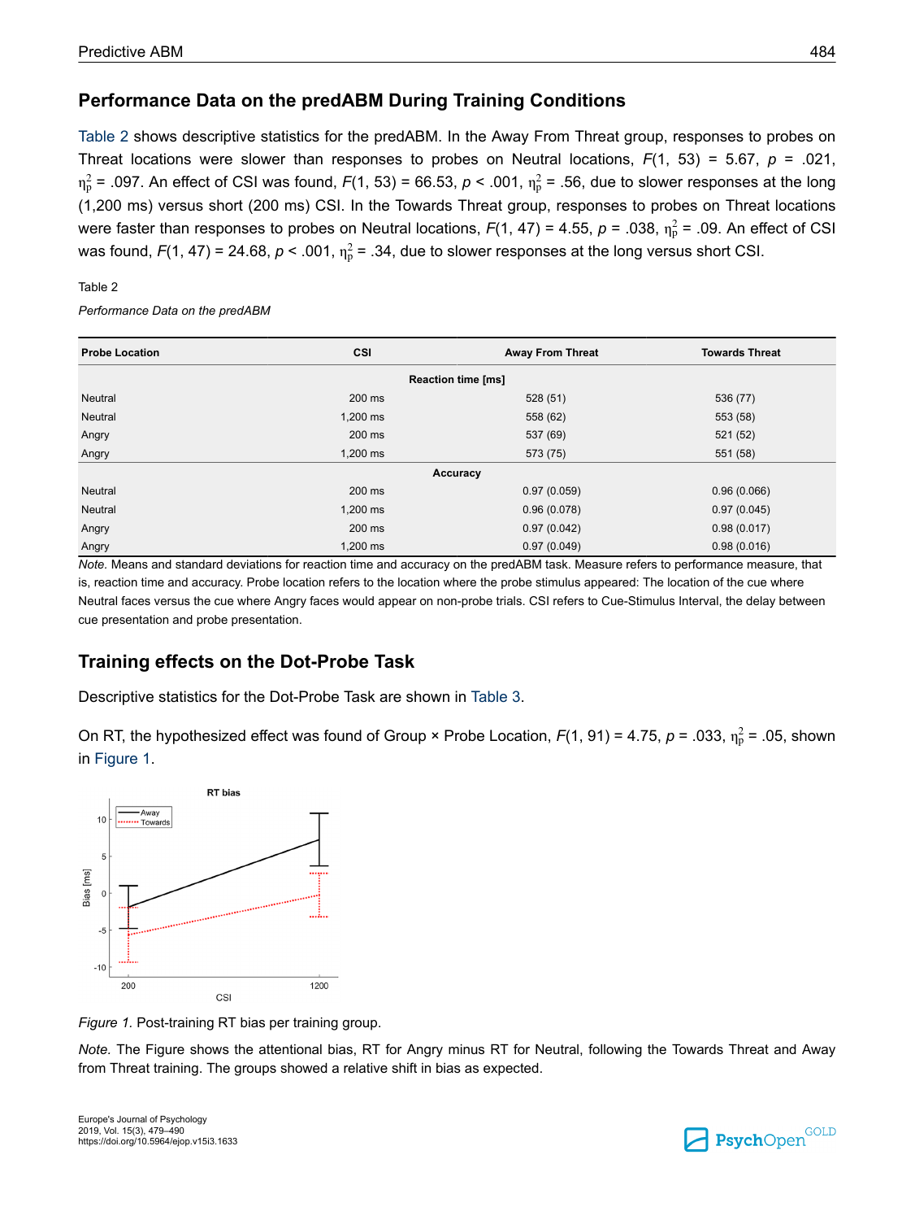## Performance Data on the predABM During Training Conditions

Table 2 shows descriptive statistics for the predABM. In the Away From Threat group, responses to probes on Threat locations were slower than responses to probes on Neutral locations, $F(1, 53) = 5.67$, $p = .021$, $\eta_p^2 = .097$. An effect of CSI was found, $F(1, 53) = 66.53$, $p < .001$, $\eta_p^2 = .56$, due to slower responses at the long (1,200 ms) versus short (200 ms) CSI. In the Towards Threat group, responses to probes on Threat locations were faster than responses to probes on Neutral locations, $F(1, 47) = 4.55$, $p = .038$, $\eta_p^2 = .09$. An effect of CSI was found, $F(1, 47) = 24.68$, $p < .001$, $\eta_p^2 = .34$, due to slower responses at the long versus short CSI.

Table 2

*Performance Data on the predABM*

| Probe Location | CSI | Away From Threat | Towards Threat |
|---|---|---|---|
| **Reaction time [ms]** | | | |
| Neutral | 200 ms | 528 (51) | 536 (77) |
| Neutral | 1,200 ms | 558 (62) | 553 (58) |
| Angry | 200 ms | 537 (69) | 521 (52) |
| Angry | 1,200 ms | 573 (75) | 551 (58) |
| **Accuracy** | | | |
| Neutral | 200 ms | 0.97 (0.059) | 0.96 (0.066) |
| Neutral | 1,200 ms | 0.96 (0.078) | 0.97 (0.045) |
| Angry | 200 ms | 0.97 (0.042) | 0.98 (0.017) |
| Angry | 1,200 ms | 0.97 (0.049) | 0.98 (0.016) |

*Note.* Means and standard deviations for reaction time and accuracy on the predABM task. Measure refers to performance measure, that is, reaction time and accuracy. Probe location refers to the location where the probe stimulus appeared: The location of the cue where Neutral faces versus the cue where Angry faces would appear on non-probe trials. CSI refers to Cue-Stimulus Interval, the delay between cue presentation and probe presentation.

## Training effects on the Dot-Probe Task

Descriptive statistics for the Dot-Probe Task are shown in Table 3.

On RT, the hypothesized effect was found of Group × Probe Location, $F(1, 91) = 4.75$, $p = .033$, $\eta_p^2 = .05$, shown in Figure 1.

*Figure 1.* Post-training RT bias per training group.

*Note.* The Figure shows the attentional bias, RT for Angry minus RT for Neutral, following the Towards Threat and Away from Threat training. The groups showed a relative shift in bias as expected.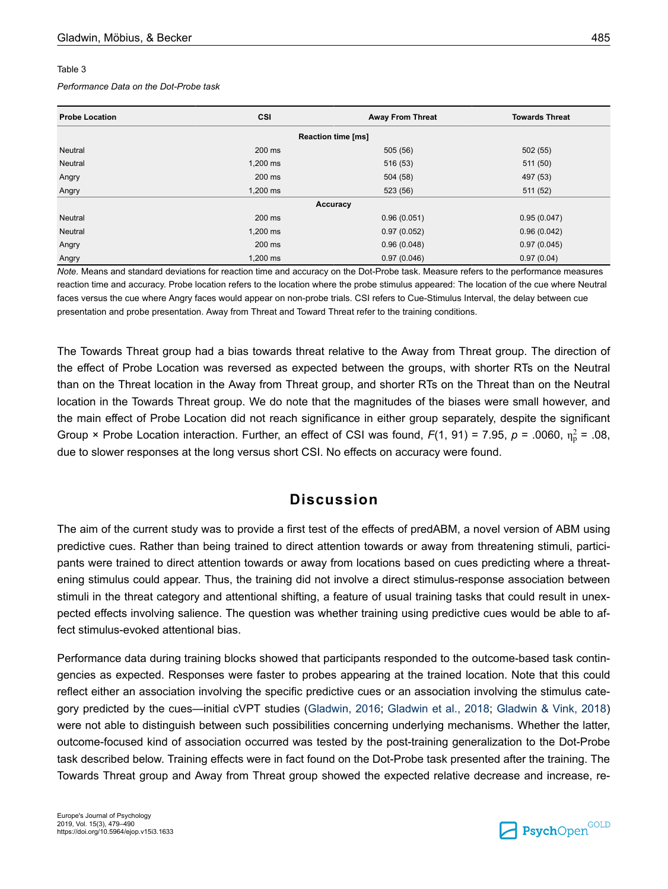Table 3

*Performance Data on the Dot-Probe task*

| Probe Location | CSI | Away From Threat | Towards Threat |
|---|---|---|---|
| | | **Reaction time [ms]** | |
| Neutral | 200 ms | 505 (56) | 502 (55) |
| Neutral | 1,200 ms | 516 (53) | 511 (50) |
| Angry | 200 ms | 504 (58) | 497 (53) |
| Angry | 1,200 ms | 523 (56) | 511 (52) |
| | | **Accuracy** | |
| Neutral | 200 ms | 0.96 (0.051) | 0.95 (0.047) |
| Neutral | 1,200 ms | 0.97 (0.052) | 0.96 (0.042) |
| Angry | 200 ms | 0.96 (0.048) | 0.97 (0.045) |
| Angry | 1,200 ms | 0.97 (0.046) | 0.97 (0.04) |

*Note.* Means and standard deviations for reaction time and accuracy on the Dot-Probe task. Measure refers to the performance measures reaction time and accuracy. Probe location refers to the location where the probe stimulus appeared: The location of the cue where Neutral faces versus the cue where Angry faces would appear on non-probe trials. CSI refers to Cue-Stimulus Interval, the delay between cue presentation and probe presentation. Away from Threat and Toward Threat refer to the training conditions.

The Towards Threat group had a bias towards threat relative to the Away from Threat group. The direction of the effect of Probe Location was reversed as expected between the groups, with shorter RTs on the Neutral than on the Threat location in the Away from Threat group, and shorter RTs on the Threat than on the Neutral location in the Towards Threat group. We do note that the magnitudes of the biases were small however, and the main effect of Probe Location did not reach significance in either group separately, despite the significant Group × Probe Location interaction. Further, an effect of CSI was found, $F(1, 91) = 7.95$, $p = .0060$, $\eta_p^2 = .08$, due to slower responses at the long versus short CSI. No effects on accuracy were found.

# Discussion

The aim of the current study was to provide a first test of the effects of predABM, a novel version of ABM using predictive cues. Rather than being trained to direct attention towards or away from threatening stimuli, participants were trained to direct attention towards or away from locations based on cues predicting where a threatening stimulus could appear. Thus, the training did not involve a direct stimulus-response association between stimuli in the threat category and attentional shifting, a feature of usual training tasks that could result in unexpected effects involving salience. The question was whether training using predictive cues would be able to affect stimulus-evoked attentional bias.

Performance data during training blocks showed that participants responded to the outcome-based task contingencies as expected. Responses were faster to probes appearing at the trained location. Note that this could reflect either an association involving the specific predictive cues or an association involving the stimulus category predicted by the cues—initial cVPT studies (Gladwin, 2016; Gladwin et al., 2018; Gladwin & Vink, 2018) were not able to distinguish between such possibilities concerning underlying mechanisms. Whether the latter, outcome-focused kind of association occurred was tested by the post-training generalization to the Dot-Probe task described below. Training effects were in fact found on the Dot-Probe task presented after the training. The Towards Threat group and Away from Threat group showed the expected relative decrease and increase, re-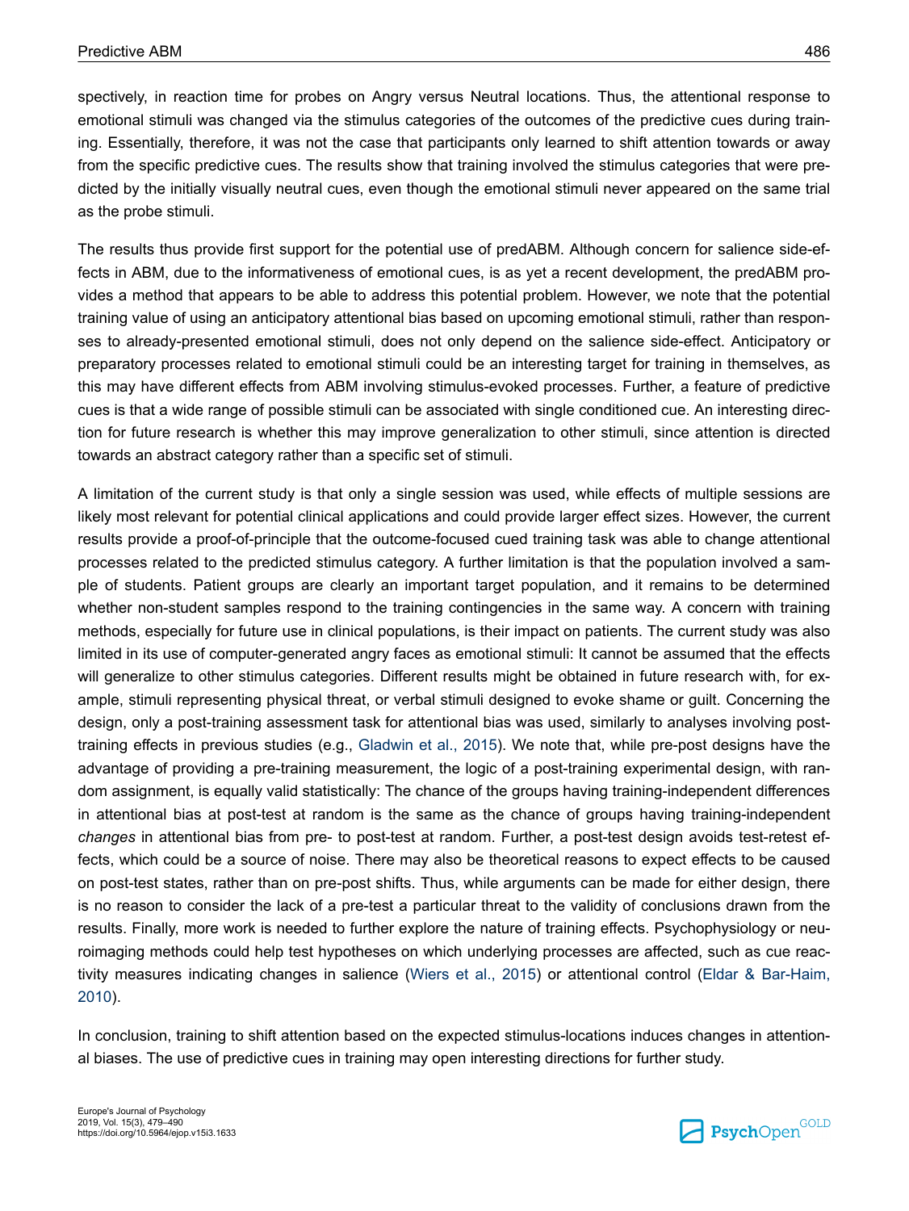spectively, in reaction time for probes on Angry versus Neutral locations. Thus, the attentional response to emotional stimuli was changed via the stimulus categories of the outcomes of the predictive cues during training. Essentially, therefore, it was not the case that participants only learned to shift attention towards or away from the specific predictive cues. The results show that training involved the stimulus categories that were predicted by the initially visually neutral cues, even though the emotional stimuli never appeared on the same trial as the probe stimuli.

The results thus provide first support for the potential use of predABM. Although concern for salience side-effects in ABM, due to the informativeness of emotional cues, is as yet a recent development, the predABM provides a method that appears to be able to address this potential problem. However, we note that the potential training value of using an anticipatory attentional bias based on upcoming emotional stimuli, rather than responses to already-presented emotional stimuli, does not only depend on the salience side-effect. Anticipatory or preparatory processes related to emotional stimuli could be an interesting target for training in themselves, as this may have different effects from ABM involving stimulus-evoked processes. Further, a feature of predictive cues is that a wide range of possible stimuli can be associated with single conditioned cue. An interesting direction for future research is whether this may improve generalization to other stimuli, since attention is directed towards an abstract category rather than a specific set of stimuli.

A limitation of the current study is that only a single session was used, while effects of multiple sessions are likely most relevant for potential clinical applications and could provide larger effect sizes. However, the current results provide a proof-of-principle that the outcome-focused cued training task was able to change attentional processes related to the predicted stimulus category. A further limitation is that the population involved a sample of students. Patient groups are clearly an important target population, and it remains to be determined whether non-student samples respond to the training contingencies in the same way. A concern with training methods, especially for future use in clinical populations, is their impact on patients. The current study was also limited in its use of computer-generated angry faces as emotional stimuli: It cannot be assumed that the effects will generalize to other stimulus categories. Different results might be obtained in future research with, for example, stimuli representing physical threat, or verbal stimuli designed to evoke shame or guilt. Concerning the design, only a post-training assessment task for attentional bias was used, similarly to analyses involving post-training effects in previous studies (e.g., Gladwin et al., 2015). We note that, while pre-post designs have the advantage of providing a pre-training measurement, the logic of a post-training experimental design, with random assignment, is equally valid statistically: The chance of the groups having training-independent differences in attentional bias at post-test at random is the same as the chance of groups having training-independent *changes* in attentional bias from pre- to post-test at random. Further, a post-test design avoids test-retest effects, which could be a source of noise. There may also be theoretical reasons to expect effects to be caused on post-test states, rather than on pre-post shifts. Thus, while arguments can be made for either design, there is no reason to consider the lack of a pre-test a particular threat to the validity of conclusions drawn from the results. Finally, more work is needed to further explore the nature of training effects. Psychophysiology or neuroimaging methods could help test hypotheses on which underlying processes are affected, such as cue reactivity measures indicating changes in salience (Wiers et al., 2015) or attentional control (Eldar & Bar-Haim, 2010).

In conclusion, training to shift attention based on the expected stimulus-locations induces changes in attentional biases. The use of predictive cues in training may open interesting directions for further study.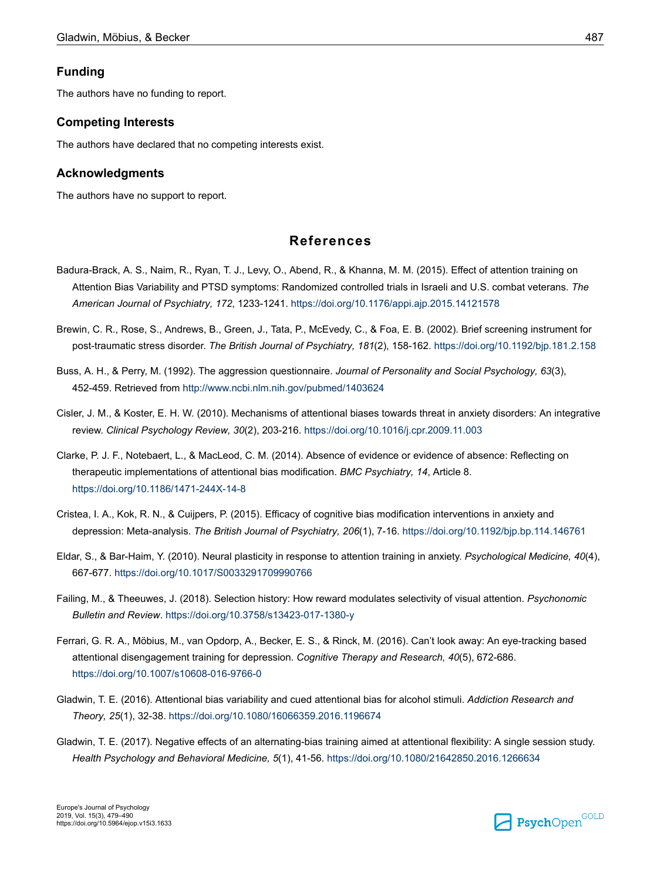## Funding

The authors have no funding to report.

## Competing Interests

The authors have declared that no competing interests exist.

## Acknowledgments

The authors have no support to report.

# References

Badura-Brack, A. S., Naim, R., Ryan, T. J., Levy, O., Abend, R., & Khanna, M. M. (2015). Effect of attention training on Attention Bias Variability and PTSD symptoms: Randomized controlled trials in Israeli and U.S. combat veterans. *The American Journal of Psychiatry, 172*, 1233-1241. https://doi.org/10.1176/appi.ajp.2015.14121578

Brewin, C. R., Rose, S., Andrews, B., Green, J., Tata, P., McEvedy, C., & Foa, E. B. (2002). Brief screening instrument for post-traumatic stress disorder. *The British Journal of Psychiatry, 181*(2), 158-162. https://doi.org/10.1192/bjp.181.2.158

Buss, A. H., & Perry, M. (1992). The aggression questionnaire. *Journal of Personality and Social Psychology, 63*(3), 452-459. Retrieved from http://www.ncbi.nlm.nih.gov/pubmed/1403624

Cisler, J. M., & Koster, E. H. W. (2010). Mechanisms of attentional biases towards threat in anxiety disorders: An integrative review. *Clinical Psychology Review, 30*(2), 203-216. https://doi.org/10.1016/j.cpr.2009.11.003

Clarke, P. J. F., Notebaert, L., & MacLeod, C. M. (2014). Absence of evidence or evidence of absence: Reflecting on therapeutic implementations of attentional bias modification. *BMC Psychiatry, 14*, Article 8. https://doi.org/10.1186/1471-244X-14-8

Cristea, I. A., Kok, R. N., & Cuijpers, P. (2015). Efficacy of cognitive bias modification interventions in anxiety and depression: Meta-analysis. *The British Journal of Psychiatry, 206*(1), 7-16. https://doi.org/10.1192/bjp.bp.114.146761

Eldar, S., & Bar-Haim, Y. (2010). Neural plasticity in response to attention training in anxiety. *Psychological Medicine, 40*(4), 667-677. https://doi.org/10.1017/S0033291709990766

Failing, M., & Theeuwes, J. (2018). Selection history: How reward modulates selectivity of visual attention. *Psychonomic Bulletin and Review*. https://doi.org/10.3758/s13423-017-1380-y

Ferrari, G. R. A., Möbius, M., van Opdorp, A., Becker, E. S., & Rinck, M. (2016). Can't look away: An eye-tracking based attentional disengagement training for depression. *Cognitive Therapy and Research, 40*(5), 672-686. https://doi.org/10.1007/s10608-016-9766-0

Gladwin, T. E. (2016). Attentional bias variability and cued attentional bias for alcohol stimuli. *Addiction Research and Theory, 25*(1), 32-38. https://doi.org/10.1080/16066359.2016.1196674

Gladwin, T. E. (2017). Negative effects of an alternating-bias training aimed at attentional flexibility: A single session study. *Health Psychology and Behavioral Medicine, 5*(1), 41-56. https://doi.org/10.1080/21642850.2016.1266634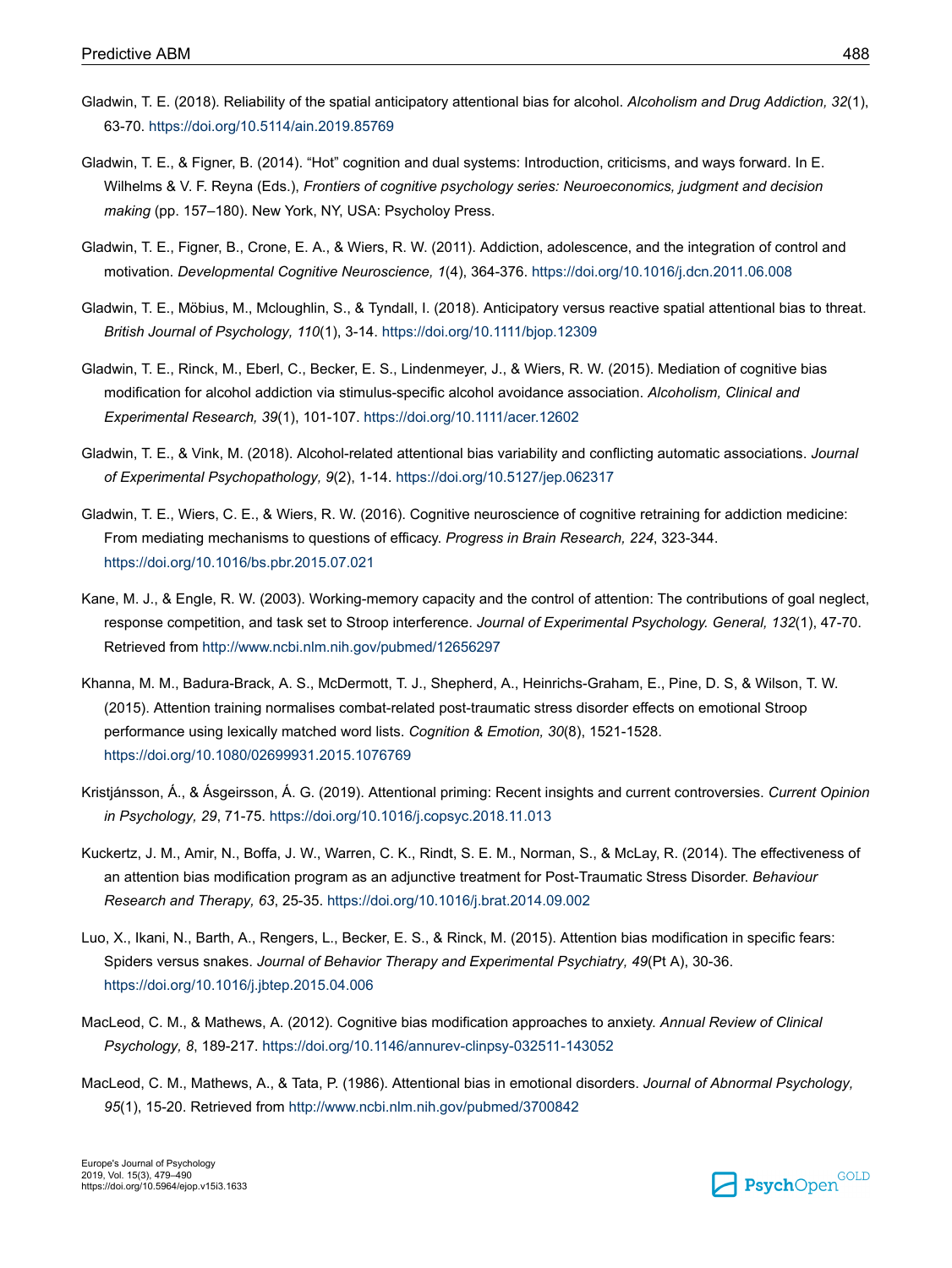Gladwin, T. E. (2018). Reliability of the spatial anticipatory attentional bias for alcohol. *Alcoholism and Drug Addiction, 32*(1), 63-70. https://doi.org/10.5114/ain.2019.85769

Gladwin, T. E., & Figner, B. (2014). "Hot" cognition and dual systems: Introduction, criticisms, and ways forward. In E. Wilhelms & V. F. Reyna (Eds.), *Frontiers of cognitive psychology series: Neuroeconomics, judgment and decision making* (pp. 157–180). New York, NY, USA: Psycholoy Press.

Gladwin, T. E., Figner, B., Crone, E. A., & Wiers, R. W. (2011). Addiction, adolescence, and the integration of control and motivation. *Developmental Cognitive Neuroscience, 1*(4), 364-376. https://doi.org/10.1016/j.dcn.2011.06.008

Gladwin, T. E., Möbius, M., Mcloughlin, S., & Tyndall, I. (2018). Anticipatory versus reactive spatial attentional bias to threat. *British Journal of Psychology, 110*(1), 3-14. https://doi.org/10.1111/bjop.12309

Gladwin, T. E., Rinck, M., Eberl, C., Becker, E. S., Lindenmeyer, J., & Wiers, R. W. (2015). Mediation of cognitive bias modification for alcohol addiction via stimulus-specific alcohol avoidance association. *Alcoholism, Clinical and Experimental Research, 39*(1), 101-107. https://doi.org/10.1111/acer.12602

Gladwin, T. E., & Vink, M. (2018). Alcohol-related attentional bias variability and conflicting automatic associations. *Journal of Experimental Psychopathology, 9*(2), 1-14. https://doi.org/10.5127/jep.062317

Gladwin, T. E., Wiers, C. E., & Wiers, R. W. (2016). Cognitive neuroscience of cognitive retraining for addiction medicine: From mediating mechanisms to questions of efficacy. *Progress in Brain Research, 224*, 323-344. https://doi.org/10.1016/bs.pbr.2015.07.021

Kane, M. J., & Engle, R. W. (2003). Working-memory capacity and the control of attention: The contributions of goal neglect, response competition, and task set to Stroop interference. *Journal of Experimental Psychology. General, 132*(1), 47-70. Retrieved from http://www.ncbi.nlm.nih.gov/pubmed/12656297

Khanna, M. M., Badura-Brack, A. S., McDermott, T. J., Shepherd, A., Heinrichs-Graham, E., Pine, D. S, & Wilson, T. W. (2015). Attention training normalises combat-related post-traumatic stress disorder effects on emotional Stroop performance using lexically matched word lists. *Cognition & Emotion, 30*(8), 1521-1528. https://doi.org/10.1080/02699931.2015.1076769

Kristjánsson, Á., & Ásgeirsson, Á. G. (2019). Attentional priming: Recent insights and current controversies. *Current Opinion in Psychology, 29*, 71-75. https://doi.org/10.1016/j.copsyc.2018.11.013

Kuckertz, J. M., Amir, N., Boffa, J. W., Warren, C. K., Rindt, S. E. M., Norman, S., & McLay, R. (2014). The effectiveness of an attention bias modification program as an adjunctive treatment for Post-Traumatic Stress Disorder. *Behaviour Research and Therapy, 63*, 25-35. https://doi.org/10.1016/j.brat.2014.09.002

Luo, X., Ikani, N., Barth, A., Rengers, L., Becker, E. S., & Rinck, M. (2015). Attention bias modification in specific fears: Spiders versus snakes. *Journal of Behavior Therapy and Experimental Psychiatry, 49*(Pt A), 30-36. https://doi.org/10.1016/j.jbtep.2015.04.006

MacLeod, C. M., & Mathews, A. (2012). Cognitive bias modification approaches to anxiety. *Annual Review of Clinical Psychology, 8*, 189-217. https://doi.org/10.1146/annurev-clinpsy-032511-143052

MacLeod, C. M., Mathews, A., & Tata, P. (1986). Attentional bias in emotional disorders. *Journal of Abnormal Psychology, 95*(1), 15-20. Retrieved from http://www.ncbi.nlm.nih.gov/pubmed/3700842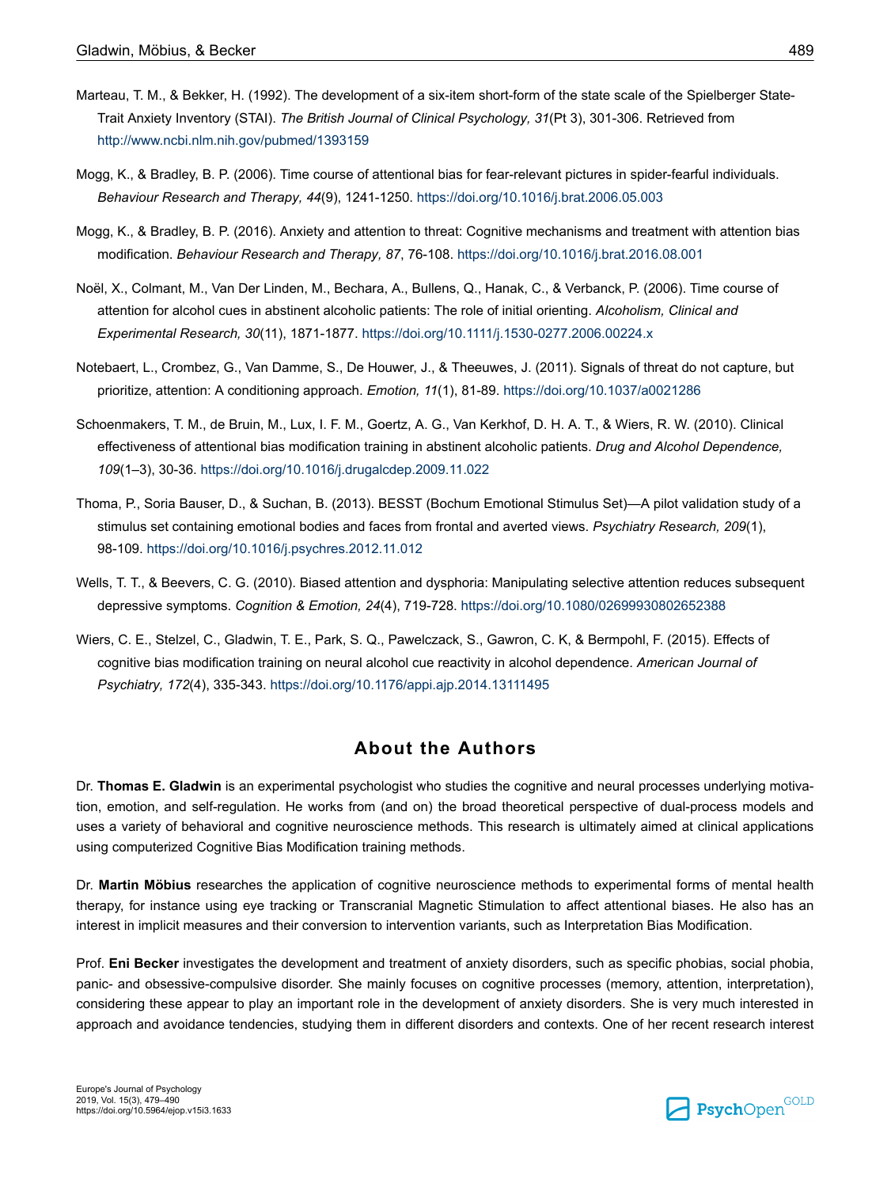Marteau, T. M., & Bekker, H. (1992). The development of a six-item short-form of the state scale of the Spielberger State-Trait Anxiety Inventory (STAI). *The British Journal of Clinical Psychology, 31*(Pt 3), 301-306. Retrieved from http://www.ncbi.nlm.nih.gov/pubmed/1393159

Mogg, K., & Bradley, B. P. (2006). Time course of attentional bias for fear-relevant pictures in spider-fearful individuals. *Behaviour Research and Therapy, 44*(9), 1241-1250. https://doi.org/10.1016/j.brat.2006.05.003

Mogg, K., & Bradley, B. P. (2016). Anxiety and attention to threat: Cognitive mechanisms and treatment with attention bias modification. *Behaviour Research and Therapy, 87*, 76-108. https://doi.org/10.1016/j.brat.2016.08.001

Noël, X., Colmant, M., Van Der Linden, M., Bechara, A., Bullens, Q., Hanak, C., & Verbanck, P. (2006). Time course of attention for alcohol cues in abstinent alcoholic patients: The role of initial orienting. *Alcoholism, Clinical and Experimental Research, 30*(11), 1871-1877. https://doi.org/10.1111/j.1530-0277.2006.00224.x

Notebaert, L., Crombez, G., Van Damme, S., De Houwer, J., & Theeuwes, J. (2011). Signals of threat do not capture, but prioritize, attention: A conditioning approach. *Emotion, 11*(1), 81-89. https://doi.org/10.1037/a0021286

Schoenmakers, T. M., de Bruin, M., Lux, I. F. M., Goertz, A. G., Van Kerkhof, D. H. A. T., & Wiers, R. W. (2010). Clinical effectiveness of attentional bias modification training in abstinent alcoholic patients. *Drug and Alcohol Dependence, 109*(1–3), 30-36. https://doi.org/10.1016/j.drugalcdep.2009.11.022

Thoma, P., Soria Bauser, D., & Suchan, B. (2013). BESST (Bochum Emotional Stimulus Set)—A pilot validation study of a stimulus set containing emotional bodies and faces from frontal and averted views. *Psychiatry Research, 209*(1), 98-109. https://doi.org/10.1016/j.psychres.2012.11.012

Wells, T. T., & Beevers, C. G. (2010). Biased attention and dysphoria: Manipulating selective attention reduces subsequent depressive symptoms. *Cognition & Emotion, 24*(4), 719-728. https://doi.org/10.1080/02699930802652388

Wiers, C. E., Stelzel, C., Gladwin, T. E., Park, S. Q., Pawelczack, S., Gawron, C. K, & Bermpohl, F. (2015). Effects of cognitive bias modification training on neural alcohol cue reactivity in alcohol dependence. *American Journal of Psychiatry, 172*(4), 335-343. https://doi.org/10.1176/appi.ajp.2014.13111495

## About the Authors

Dr. **Thomas E. Gladwin** is an experimental psychologist who studies the cognitive and neural processes underlying motivation, emotion, and self-regulation. He works from (and on) the broad theoretical perspective of dual-process models and uses a variety of behavioral and cognitive neuroscience methods. This research is ultimately aimed at clinical applications using computerized Cognitive Bias Modification training methods.

Dr. **Martin Möbius** researches the application of cognitive neuroscience methods to experimental forms of mental health therapy, for instance using eye tracking or Transcranial Magnetic Stimulation to affect attentional biases. He also has an interest in implicit measures and their conversion to intervention variants, such as Interpretation Bias Modification.

Prof. **Eni Becker** investigates the development and treatment of anxiety disorders, such as specific phobias, social phobia, panic- and obsessive-compulsive disorder. She mainly focuses on cognitive processes (memory, attention, interpretation), considering these appear to play an important role in the development of anxiety disorders. She is very much interested in approach and avoidance tendencies, studying them in different disorders and contexts. One of her recent research interest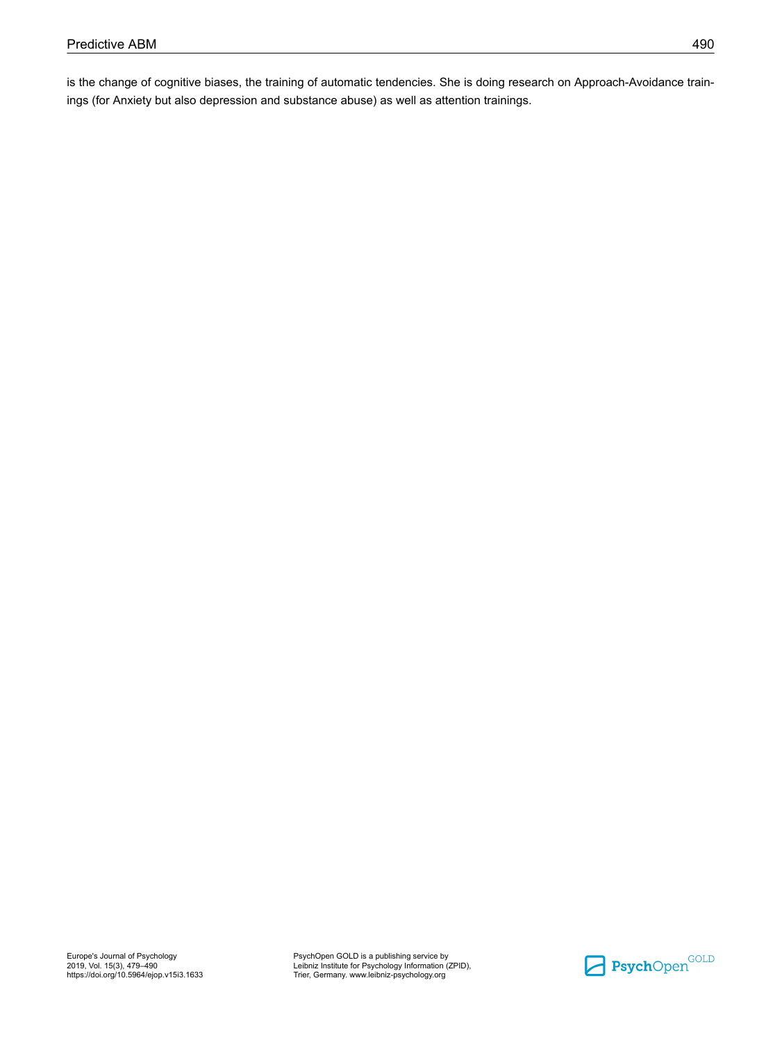is the change of cognitive biases, the training of automatic tendencies. She is doing research on Approach-Avoidance trainings (for Anxiety but also depression and substance abuse) as well as attention trainings.